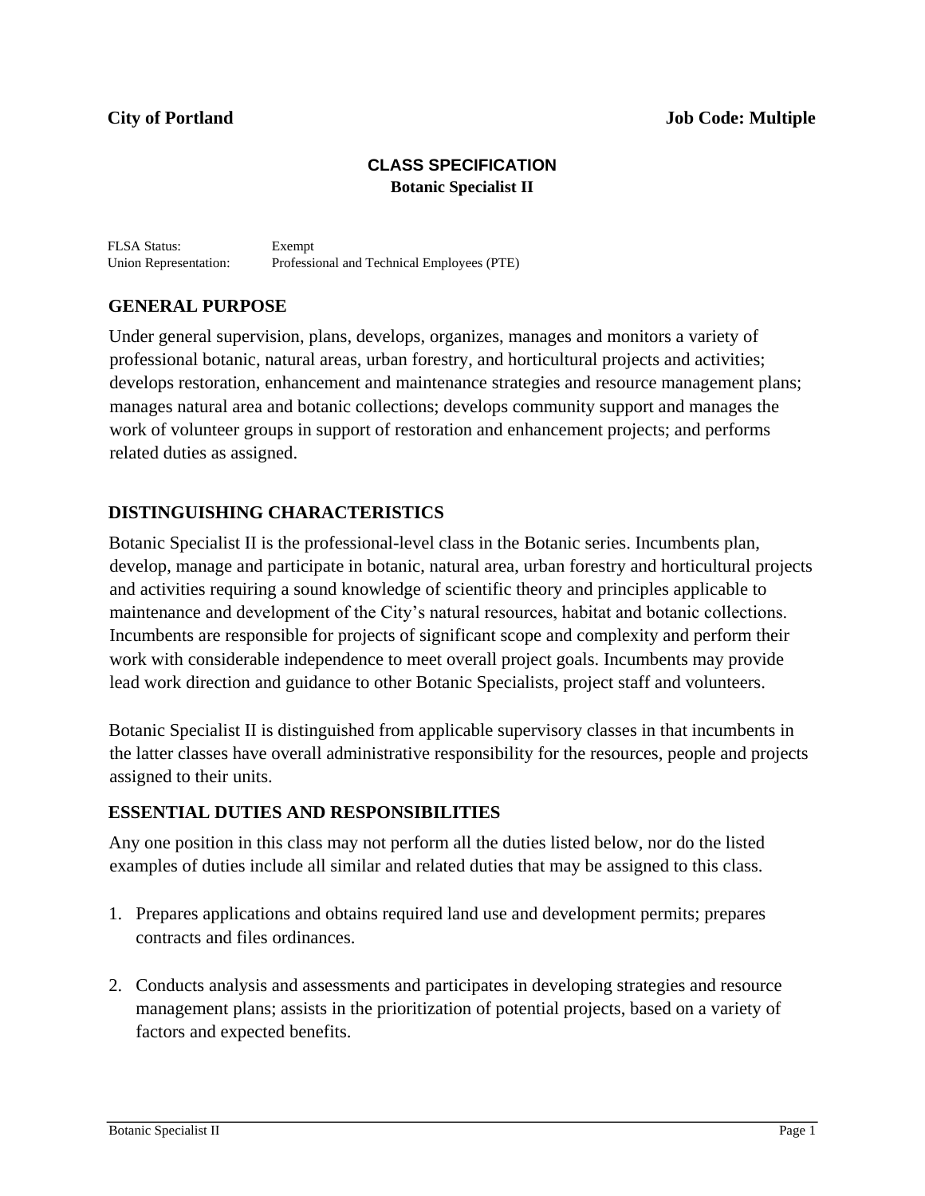**City of Portland** **Job Code: Multiple**

# CLASS SPECIFICATION
## Botanic Specialist II

FLSA Status: Exempt
Union Representation: Professional and Technical Employees (PTE)

## GENERAL PURPOSE

Under general supervision, plans, develops, organizes, manages and monitors a variety of professional botanic, natural areas, urban forestry, and horticultural projects and activities; develops restoration, enhancement and maintenance strategies and resource management plans; manages natural area and botanic collections; develops community support and manages the work of volunteer groups in support of restoration and enhancement projects; and performs related duties as assigned.

## DISTINGUISHING CHARACTERISTICS

Botanic Specialist II is the professional-level class in the Botanic series. Incumbents plan, develop, manage and participate in botanic, natural area, urban forestry and horticultural projects and activities requiring a sound knowledge of scientific theory and principles applicable to maintenance and development of the City's natural resources, habitat and botanic collections. Incumbents are responsible for projects of significant scope and complexity and perform their work with considerable independence to meet overall project goals. Incumbents may provide lead work direction and guidance to other Botanic Specialists, project staff and volunteers.

Botanic Specialist II is distinguished from applicable supervisory classes in that incumbents in the latter classes have overall administrative responsibility for the resources, people and projects assigned to their units.

## ESSENTIAL DUTIES AND RESPONSIBILITIES

Any one position in this class may not perform all the duties listed below, nor do the listed examples of duties include all similar and related duties that may be assigned to this class.

1. Prepares applications and obtains required land use and development permits; prepares contracts and files ordinances.

2. Conducts analysis and assessments and participates in developing strategies and resource management plans; assists in the prioritization of potential projects, based on a variety of factors and expected benefits.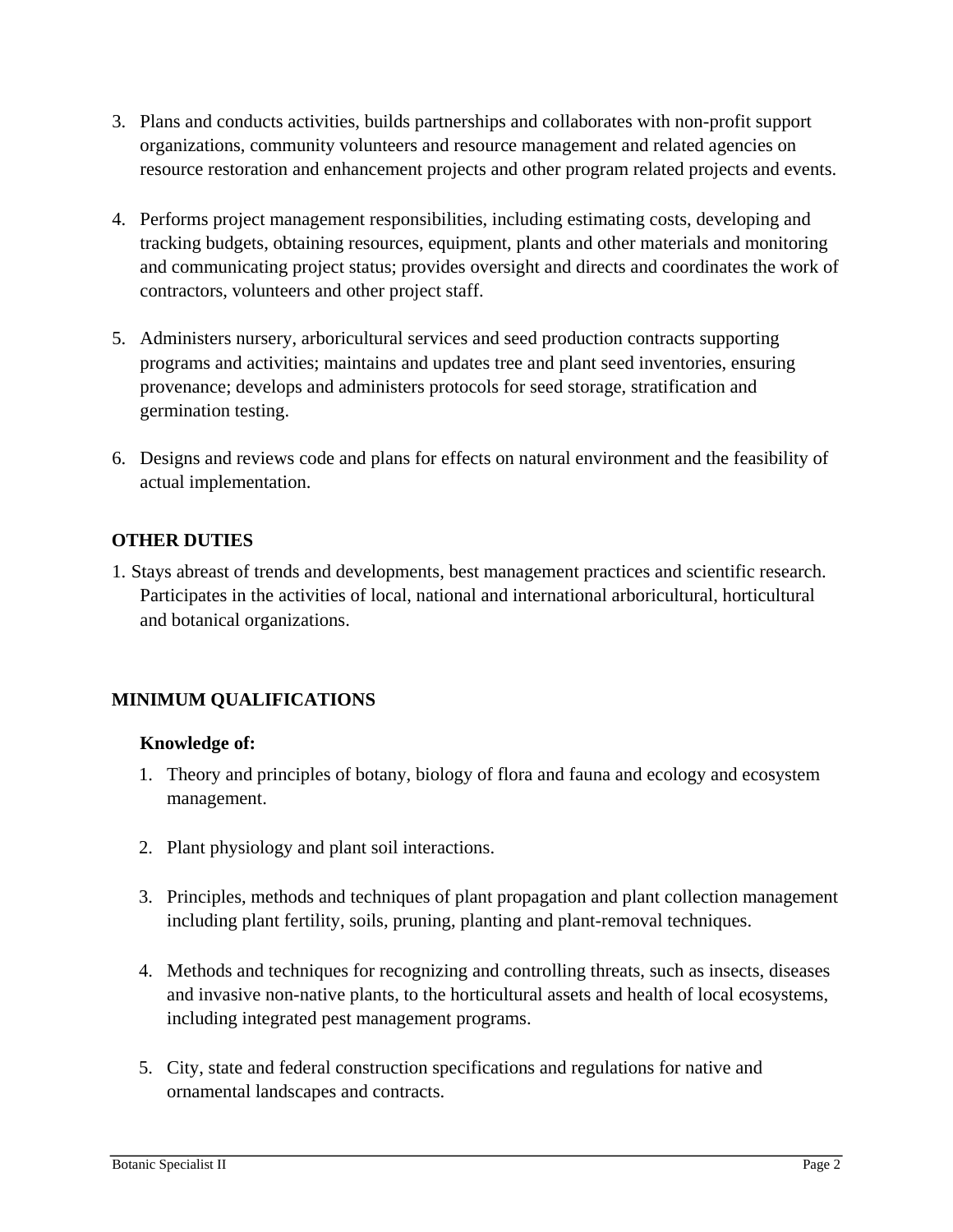3. Plans and conducts activities, builds partnerships and collaborates with non-profit support organizations, community volunteers and resource management and related agencies on resource restoration and enhancement projects and other program related projects and events.

4. Performs project management responsibilities, including estimating costs, developing and tracking budgets, obtaining resources, equipment, plants and other materials and monitoring and communicating project status; provides oversight and directs and coordinates the work of contractors, volunteers and other project staff.

5. Administers nursery, arboricultural services and seed production contracts supporting programs and activities; maintains and updates tree and plant seed inventories, ensuring provenance; develops and administers protocols for seed storage, stratification and germination testing.

6. Designs and reviews code and plans for effects on natural environment and the feasibility of actual implementation.

## OTHER DUTIES

1. Stays abreast of trends and developments, best management practices and scientific research. Participates in the activities of local, national and international arboricultural, horticultural and botanical organizations.

## MINIMUM QUALIFICATIONS

### Knowledge of:

1. Theory and principles of botany, biology of flora and fauna and ecology and ecosystem management.

2. Plant physiology and plant soil interactions.

3. Principles, methods and techniques of plant propagation and plant collection management including plant fertility, soils, pruning, planting and plant-removal techniques.

4. Methods and techniques for recognizing and controlling threats, such as insects, diseases and invasive non-native plants, to the horticultural assets and health of local ecosystems, including integrated pest management programs.

5. City, state and federal construction specifications and regulations for native and ornamental landscapes and contracts.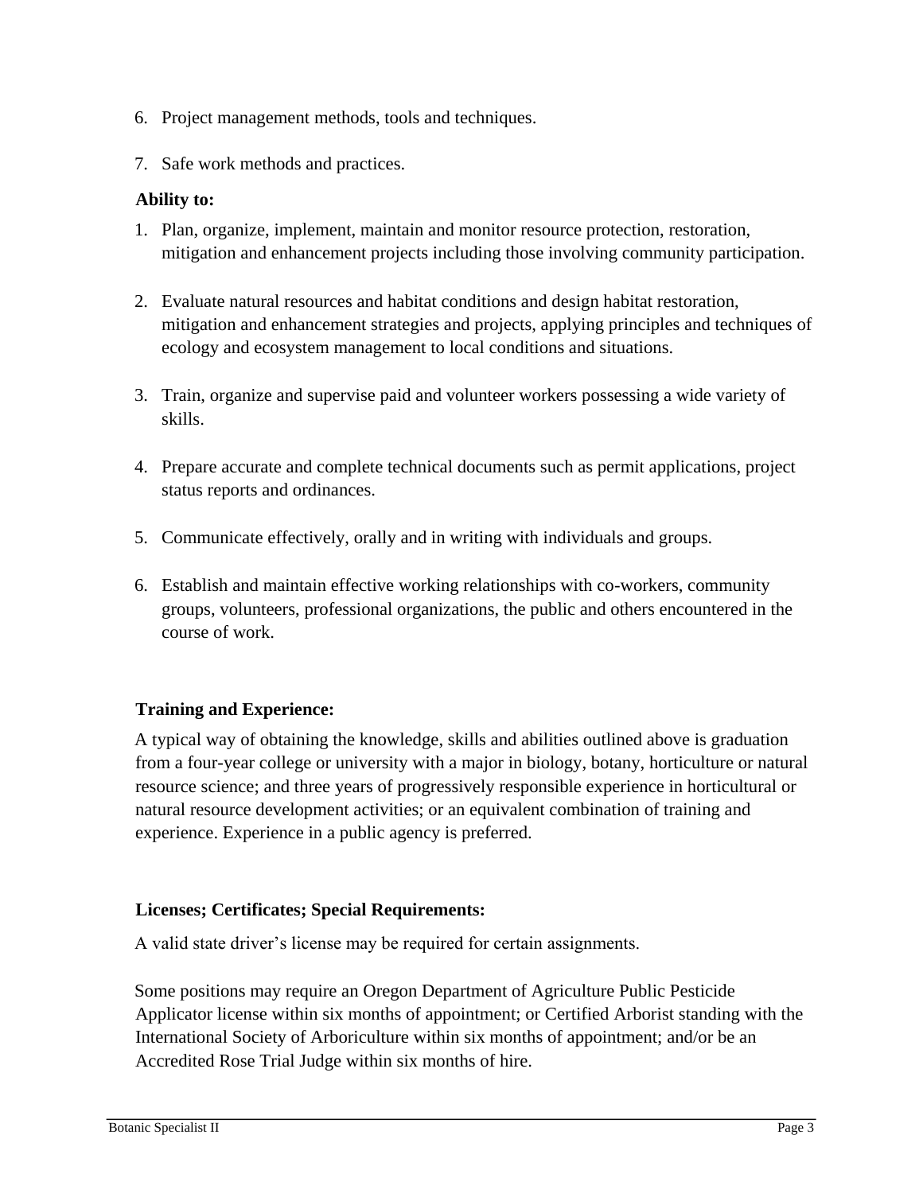6. Project management methods, tools and techniques.
7. Safe work methods and practices.

**Ability to:**

1. Plan, organize, implement, maintain and monitor resource protection, restoration, mitigation and enhancement projects including those involving community participation.
2. Evaluate natural resources and habitat conditions and design habitat restoration, mitigation and enhancement strategies and projects, applying principles and techniques of ecology and ecosystem management to local conditions and situations.
3. Train, organize and supervise paid and volunteer workers possessing a wide variety of skills.
4. Prepare accurate and complete technical documents such as permit applications, project status reports and ordinances.
5. Communicate effectively, orally and in writing with individuals and groups.
6. Establish and maintain effective working relationships with co-workers, community groups, volunteers, professional organizations, the public and others encountered in the course of work.

**Training and Experience:**

A typical way of obtaining the knowledge, skills and abilities outlined above is graduation from a four-year college or university with a major in biology, botany, horticulture or natural resource science; and three years of progressively responsible experience in horticultural or natural resource development activities; or an equivalent combination of training and experience. Experience in a public agency is preferred.

**Licenses; Certificates; Special Requirements:**

A valid state driver's license may be required for certain assignments.

Some positions may require an Oregon Department of Agriculture Public Pesticide Applicator license within six months of appointment; or Certified Arborist standing with the International Society of Arboriculture within six months of appointment; and/or be an Accredited Rose Trial Judge within six months of hire.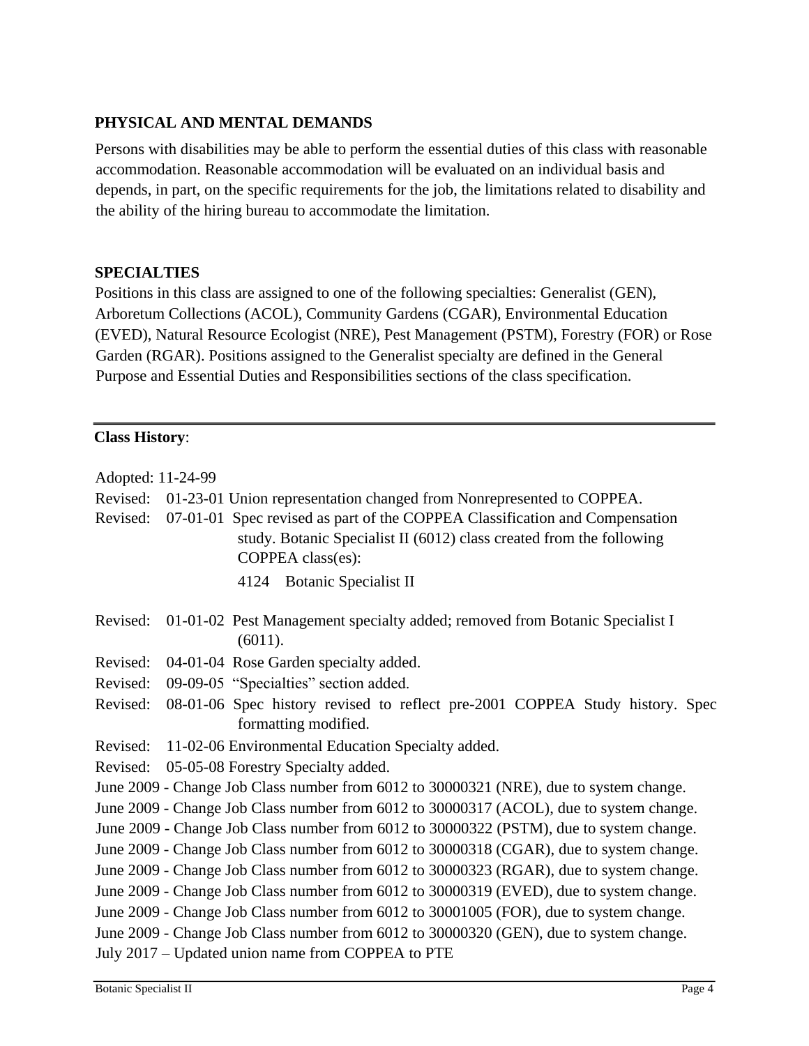## PHYSICAL AND MENTAL DEMANDS

Persons with disabilities may be able to perform the essential duties of this class with reasonable accommodation. Reasonable accommodation will be evaluated on an individual basis and depends, in part, on the specific requirements for the job, the limitations related to disability and the ability of the hiring bureau to accommodate the limitation.

## SPECIALTIES

Positions in this class are assigned to one of the following specialties: Generalist (GEN), Arboretum Collections (ACOL), Community Gardens (CGAR), Environmental Education (EVED), Natural Resource Ecologist (NRE), Pest Management (PSTM), Forestry (FOR) or Rose Garden (RGAR). Positions assigned to the Generalist specialty are defined in the General Purpose and Essential Duties and Responsibilities sections of the class specification.

---

**Class History**:

Adopted: 11-24-99

Revised: 01-23-01 Union representation changed from Nonrepresented to COPPEA.

Revised: 07-01-01 Spec revised as part of the COPPEA Classification and Compensation study. Botanic Specialist II (6012) class created from the following COPPEA class(es):

4124 Botanic Specialist II

Revised: 01-01-02 Pest Management specialty added; removed from Botanic Specialist I (6011).

Revised: 04-01-04 Rose Garden specialty added.

Revised: 09-09-05 "Specialties" section added.

Revised: 08-01-06 Spec history revised to reflect pre-2001 COPPEA Study history. Spec formatting modified.

Revised: 11-02-06 Environmental Education Specialty added.

Revised: 05-05-08 Forestry Specialty added.

June 2009 - Change Job Class number from 6012 to 30000321 (NRE), due to system change.

June 2009 - Change Job Class number from 6012 to 30000317 (ACOL), due to system change.

June 2009 - Change Job Class number from 6012 to 30000322 (PSTM), due to system change.

June 2009 - Change Job Class number from 6012 to 30000318 (CGAR), due to system change.

June 2009 - Change Job Class number from 6012 to 30000323 (RGAR), due to system change.

June 2009 - Change Job Class number from 6012 to 30000319 (EVED), due to system change.

June 2009 - Change Job Class number from 6012 to 30001005 (FOR), due to system change.

June 2009 - Change Job Class number from 6012 to 30000320 (GEN), due to system change.

July 2017 – Updated union name from COPPEA to PTE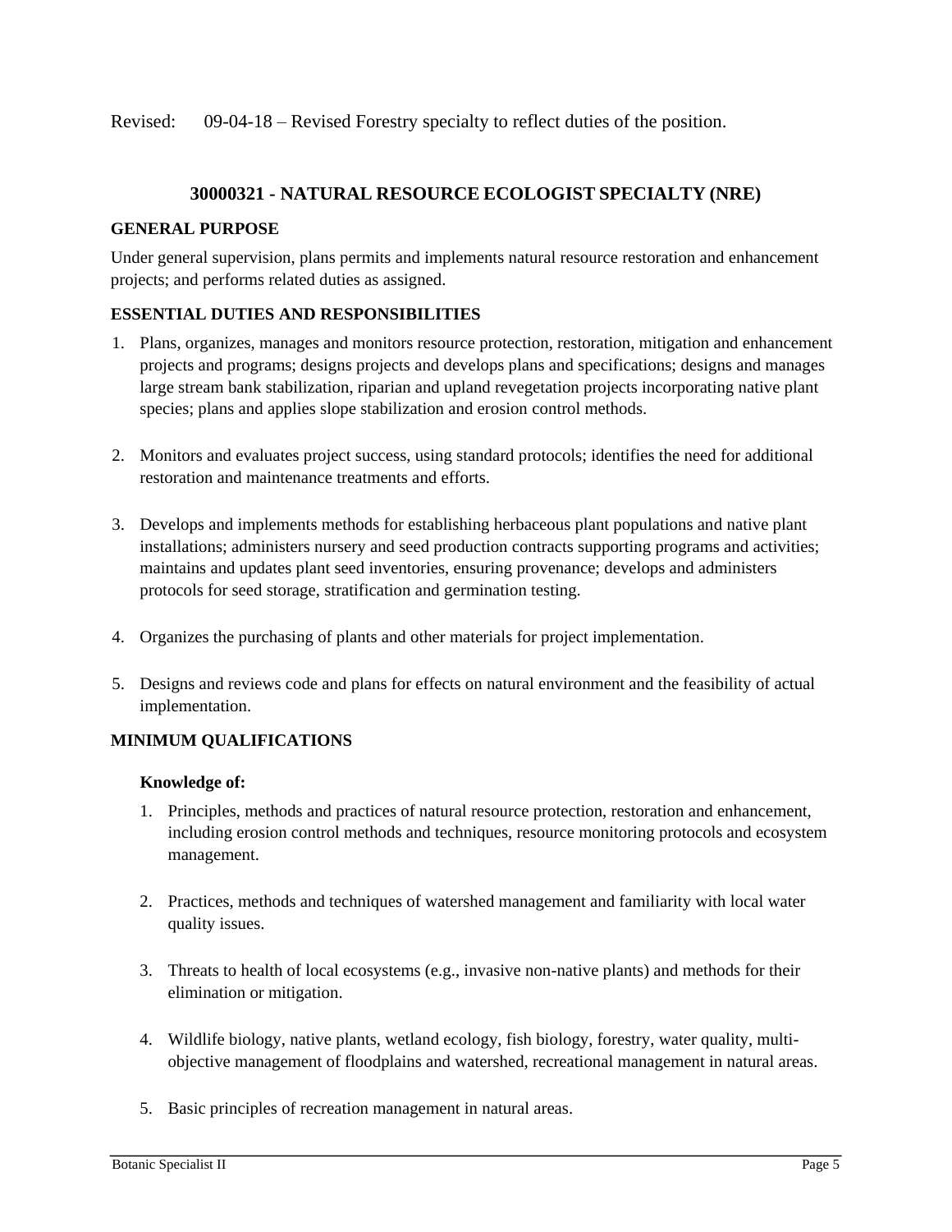Revised: 09-04-18 – Revised Forestry specialty to reflect duties of the position.

## 30000321 - NATURAL RESOURCE ECOLOGIST SPECIALTY (NRE)

### GENERAL PURPOSE

Under general supervision, plans permits and implements natural resource restoration and enhancement projects; and performs related duties as assigned.

### ESSENTIAL DUTIES AND RESPONSIBILITIES

1. Plans, organizes, manages and monitors resource protection, restoration, mitigation and enhancement projects and programs; designs projects and develops plans and specifications; designs and manages large stream bank stabilization, riparian and upland revegetation projects incorporating native plant species; plans and applies slope stabilization and erosion control methods.

2. Monitors and evaluates project success, using standard protocols; identifies the need for additional restoration and maintenance treatments and efforts.

3. Develops and implements methods for establishing herbaceous plant populations and native plant installations; administers nursery and seed production contracts supporting programs and activities; maintains and updates plant seed inventories, ensuring provenance; develops and administers protocols for seed storage, stratification and germination testing.

4. Organizes the purchasing of plants and other materials for project implementation.

5. Designs and reviews code and plans for effects on natural environment and the feasibility of actual implementation.

### MINIMUM QUALIFICATIONS

**Knowledge of:**

1. Principles, methods and practices of natural resource protection, restoration and enhancement, including erosion control methods and techniques, resource monitoring protocols and ecosystem management.

2. Practices, methods and techniques of watershed management and familiarity with local water quality issues.

3. Threats to health of local ecosystems (e.g., invasive non-native plants) and methods for their elimination or mitigation.

4. Wildlife biology, native plants, wetland ecology, fish biology, forestry, water quality, multi-objective management of floodplains and watershed, recreational management in natural areas.

5. Basic principles of recreation management in natural areas.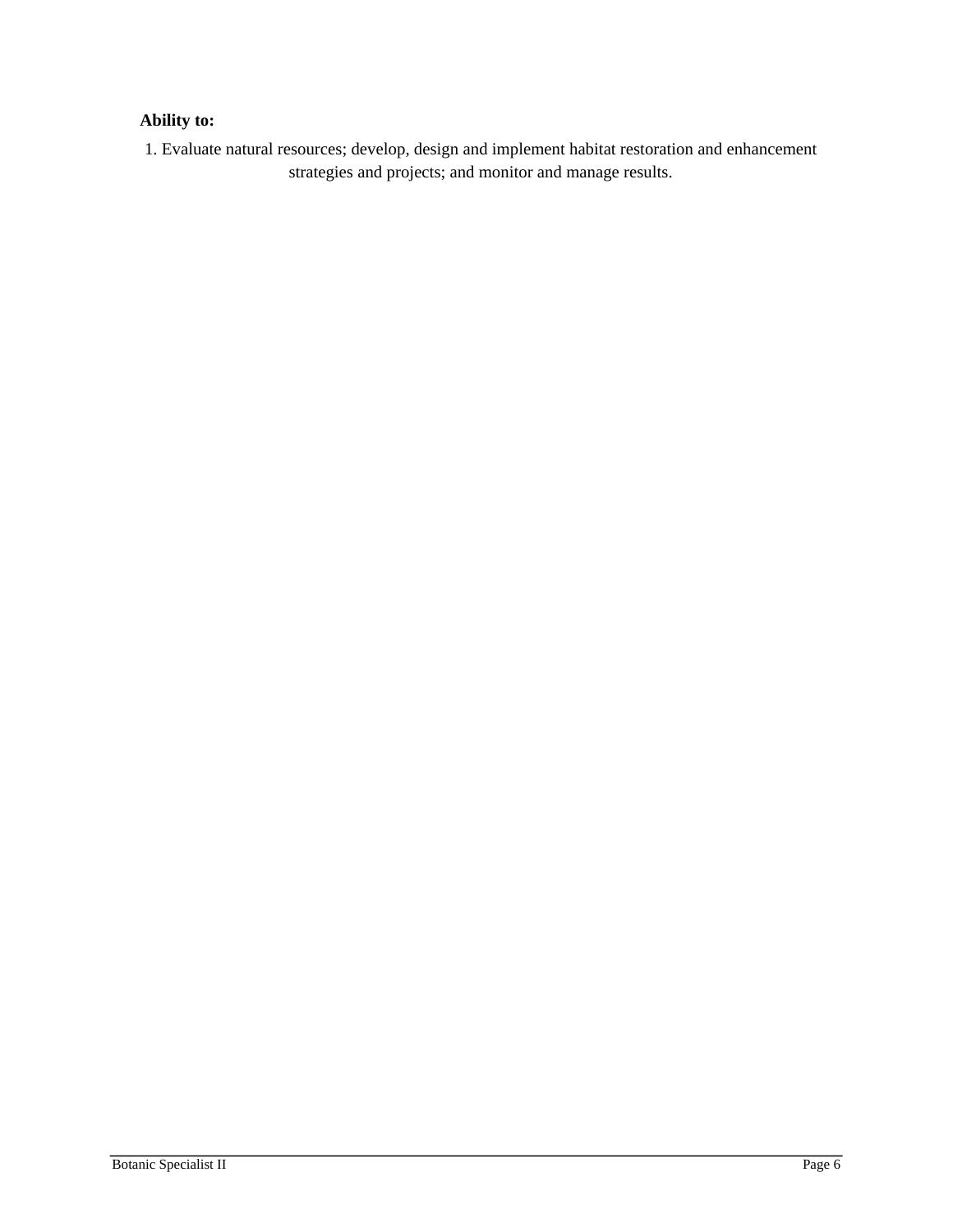**Ability to:**

1. Evaluate natural resources; develop, design and implement habitat restoration and enhancement strategies and projects; and monitor and manage results.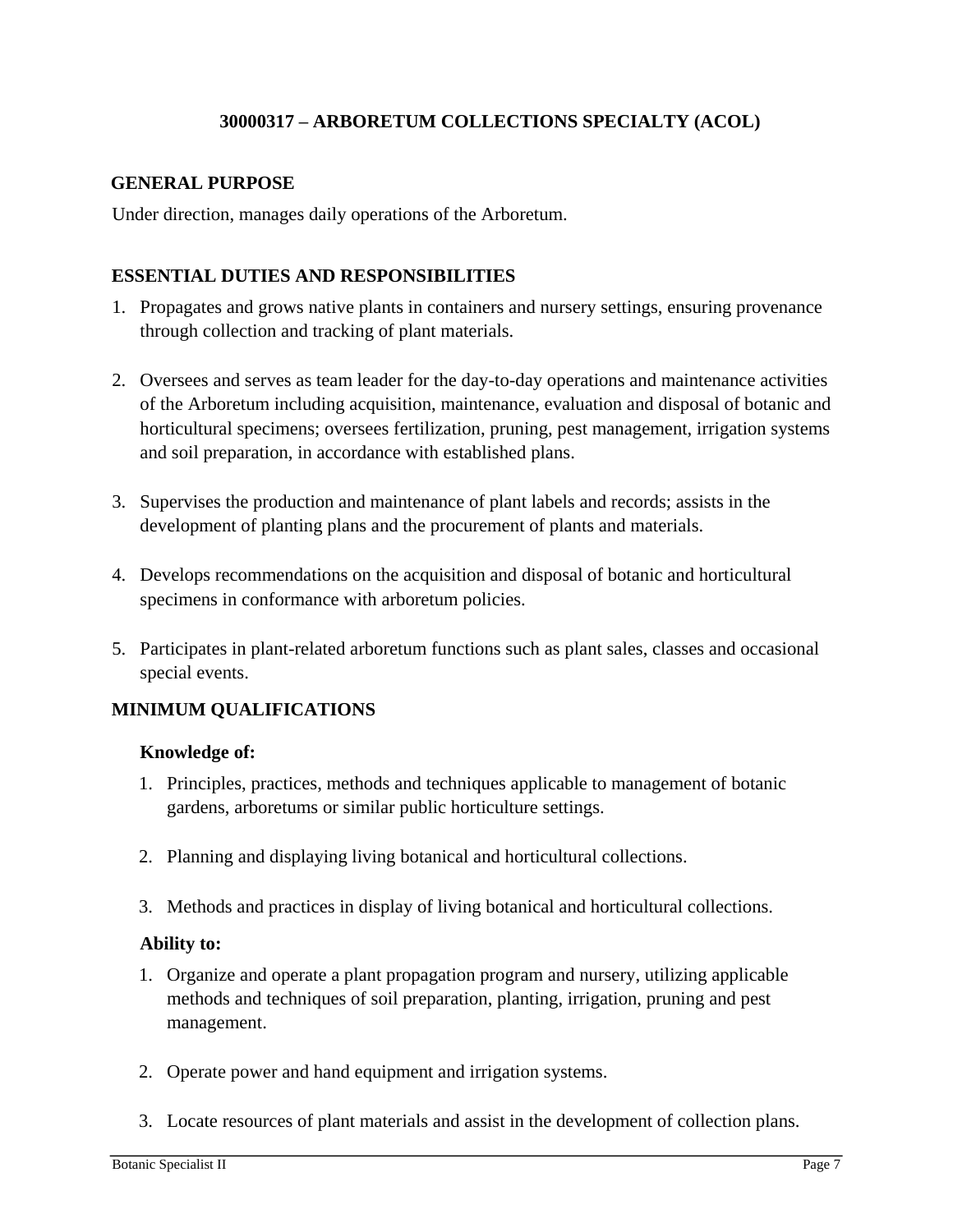## 30000317 – ARBORETUM COLLECTIONS SPECIALTY (ACOL)

### GENERAL PURPOSE

Under direction, manages daily operations of the Arboretum.

### ESSENTIAL DUTIES AND RESPONSIBILITIES

1. Propagates and grows native plants in containers and nursery settings, ensuring provenance through collection and tracking of plant materials.

2. Oversees and serves as team leader for the day-to-day operations and maintenance activities of the Arboretum including acquisition, maintenance, evaluation and disposal of botanic and horticultural specimens; oversees fertilization, pruning, pest management, irrigation systems and soil preparation, in accordance with established plans.

3. Supervises the production and maintenance of plant labels and records; assists in the development of planting plans and the procurement of plants and materials.

4. Develops recommendations on the acquisition and disposal of botanic and horticultural specimens in conformance with arboretum policies.

5. Participates in plant-related arboretum functions such as plant sales, classes and occasional special events.

### MINIMUM QUALIFICATIONS

**Knowledge of:**

1. Principles, practices, methods and techniques applicable to management of botanic gardens, arboretums or similar public horticulture settings.

2. Planning and displaying living botanical and horticultural collections.

3. Methods and practices in display of living botanical and horticultural collections.

**Ability to:**

1. Organize and operate a plant propagation program and nursery, utilizing applicable methods and techniques of soil preparation, planting, irrigation, pruning and pest management.

2. Operate power and hand equipment and irrigation systems.

3. Locate resources of plant materials and assist in the development of collection plans.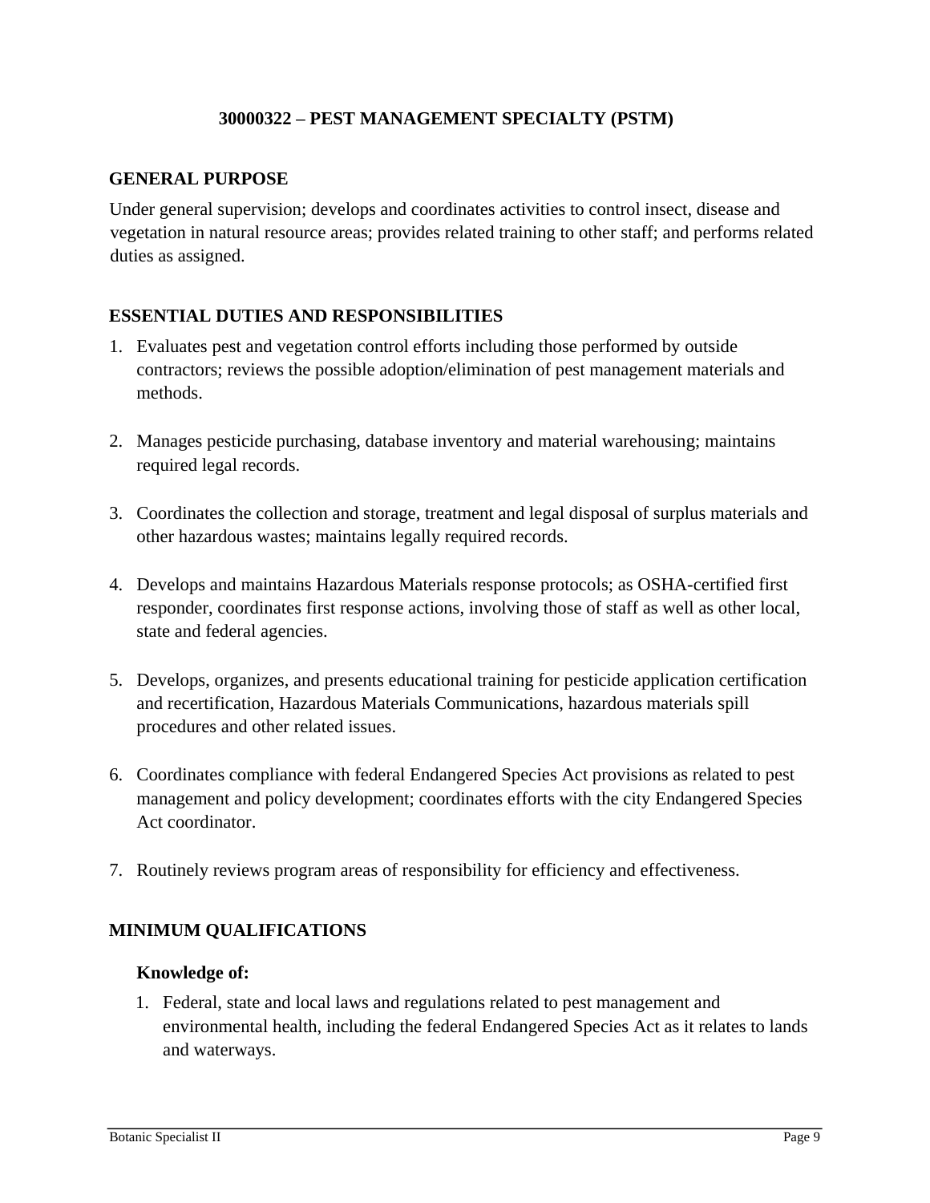## 30000322 – PEST MANAGEMENT SPECIALTY (PSTM)

### GENERAL PURPOSE

Under general supervision; develops and coordinates activities to control insect, disease and vegetation in natural resource areas; provides related training to other staff; and performs related duties as assigned.

### ESSENTIAL DUTIES AND RESPONSIBILITIES

1. Evaluates pest and vegetation control efforts including those performed by outside contractors; reviews the possible adoption/elimination of pest management materials and methods.

2. Manages pesticide purchasing, database inventory and material warehousing; maintains required legal records.

3. Coordinates the collection and storage, treatment and legal disposal of surplus materials and other hazardous wastes; maintains legally required records.

4. Develops and maintains Hazardous Materials response protocols; as OSHA-certified first responder, coordinates first response actions, involving those of staff as well as other local, state and federal agencies.

5. Develops, organizes, and presents educational training for pesticide application certification and recertification, Hazardous Materials Communications, hazardous materials spill procedures and other related issues.

6. Coordinates compliance with federal Endangered Species Act provisions as related to pest management and policy development; coordinates efforts with the city Endangered Species Act coordinator.

7. Routinely reviews program areas of responsibility for efficiency and effectiveness.

### MINIMUM QUALIFICATIONS

**Knowledge of:**

1. Federal, state and local laws and regulations related to pest management and environmental health, including the federal Endangered Species Act as it relates to lands and waterways.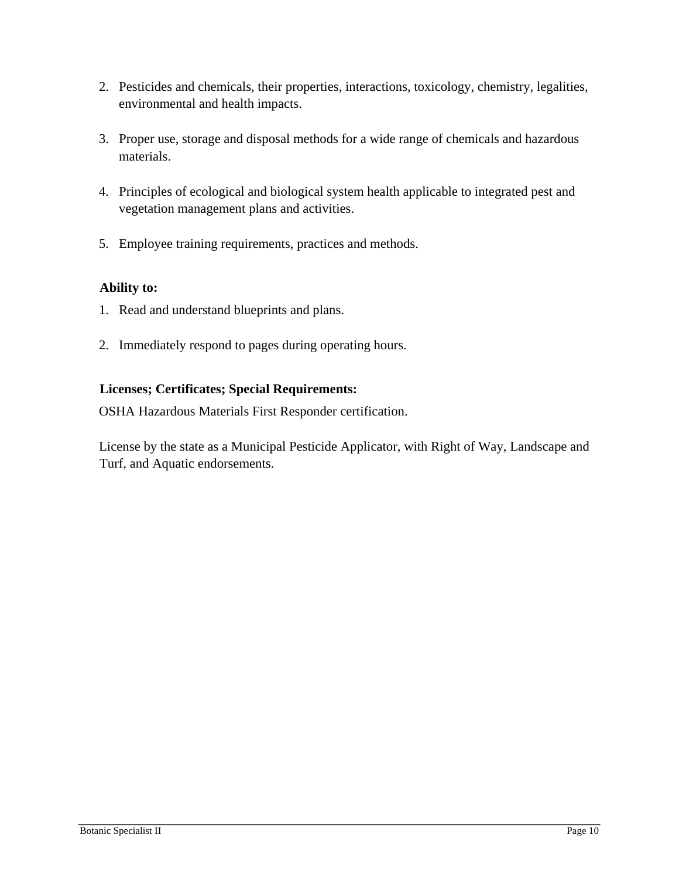2. Pesticides and chemicals, their properties, interactions, toxicology, chemistry, legalities, environmental and health impacts.

3. Proper use, storage and disposal methods for a wide range of chemicals and hazardous materials.

4. Principles of ecological and biological system health applicable to integrated pest and vegetation management plans and activities.

5. Employee training requirements, practices and methods.

**Ability to:**

1. Read and understand blueprints and plans.

2. Immediately respond to pages during operating hours.

**Licenses; Certificates; Special Requirements:**

OSHA Hazardous Materials First Responder certification.

License by the state as a Municipal Pesticide Applicator, with Right of Way, Landscape and Turf, and Aquatic endorsements.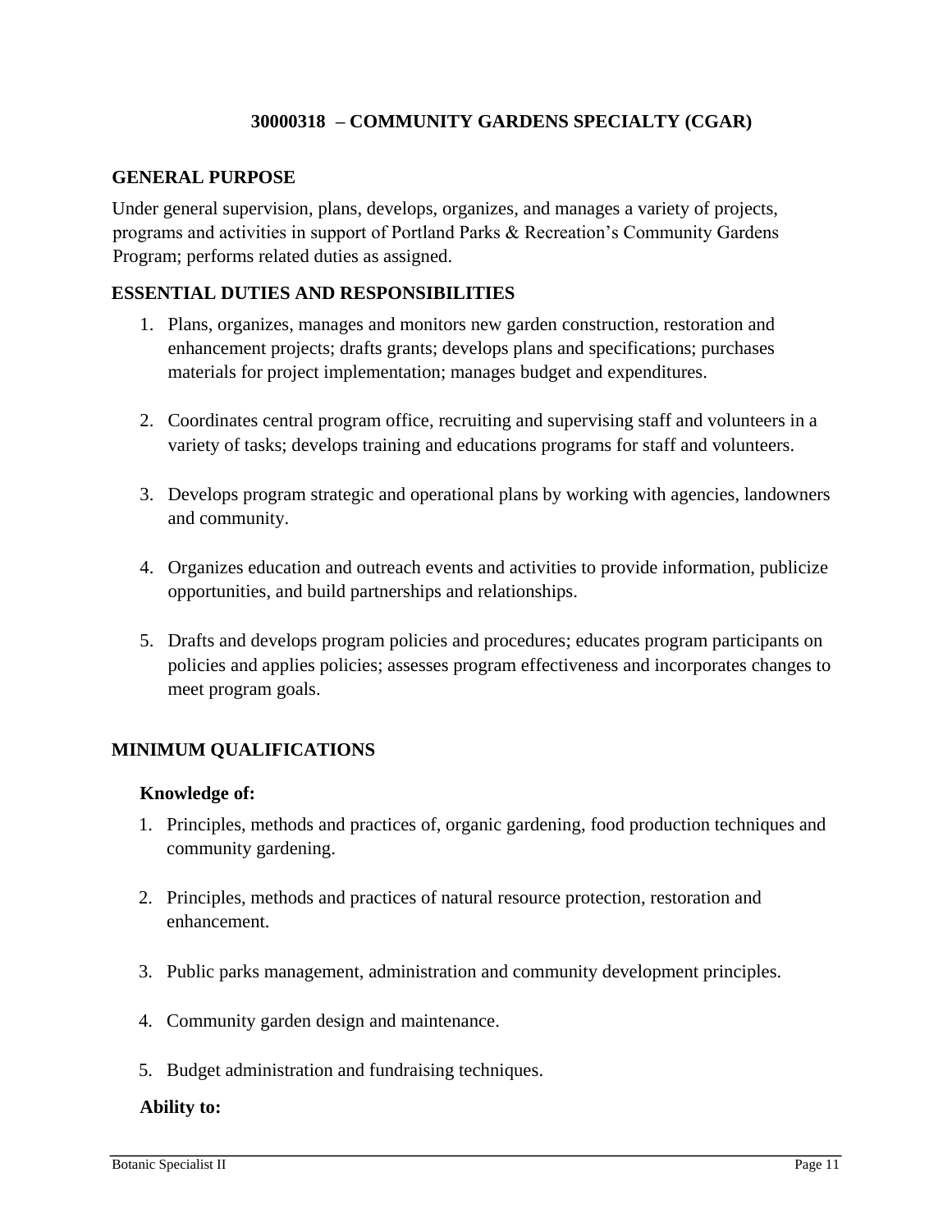## 30000318 – COMMUNITY GARDENS SPECIALTY (CGAR)

### GENERAL PURPOSE

Under general supervision, plans, develops, organizes, and manages a variety of projects, programs and activities in support of Portland Parks & Recreation's Community Gardens Program; performs related duties as assigned.

### ESSENTIAL DUTIES AND RESPONSIBILITIES

1. Plans, organizes, manages and monitors new garden construction, restoration and enhancement projects; drafts grants; develops plans and specifications; purchases materials for project implementation; manages budget and expenditures.

2. Coordinates central program office, recruiting and supervising staff and volunteers in a variety of tasks; develops training and educations programs for staff and volunteers.

3. Develops program strategic and operational plans by working with agencies, landowners and community.

4. Organizes education and outreach events and activities to provide information, publicize opportunities, and build partnerships and relationships.

5. Drafts and develops program policies and procedures; educates program participants on policies and applies policies; assesses program effectiveness and incorporates changes to meet program goals.

### MINIMUM QUALIFICATIONS

**Knowledge of:**

1. Principles, methods and practices of, organic gardening, food production techniques and community gardening.

2. Principles, methods and practices of natural resource protection, restoration and enhancement.

3. Public parks management, administration and community development principles.

4. Community garden design and maintenance.

5. Budget administration and fundraising techniques.

**Ability to:**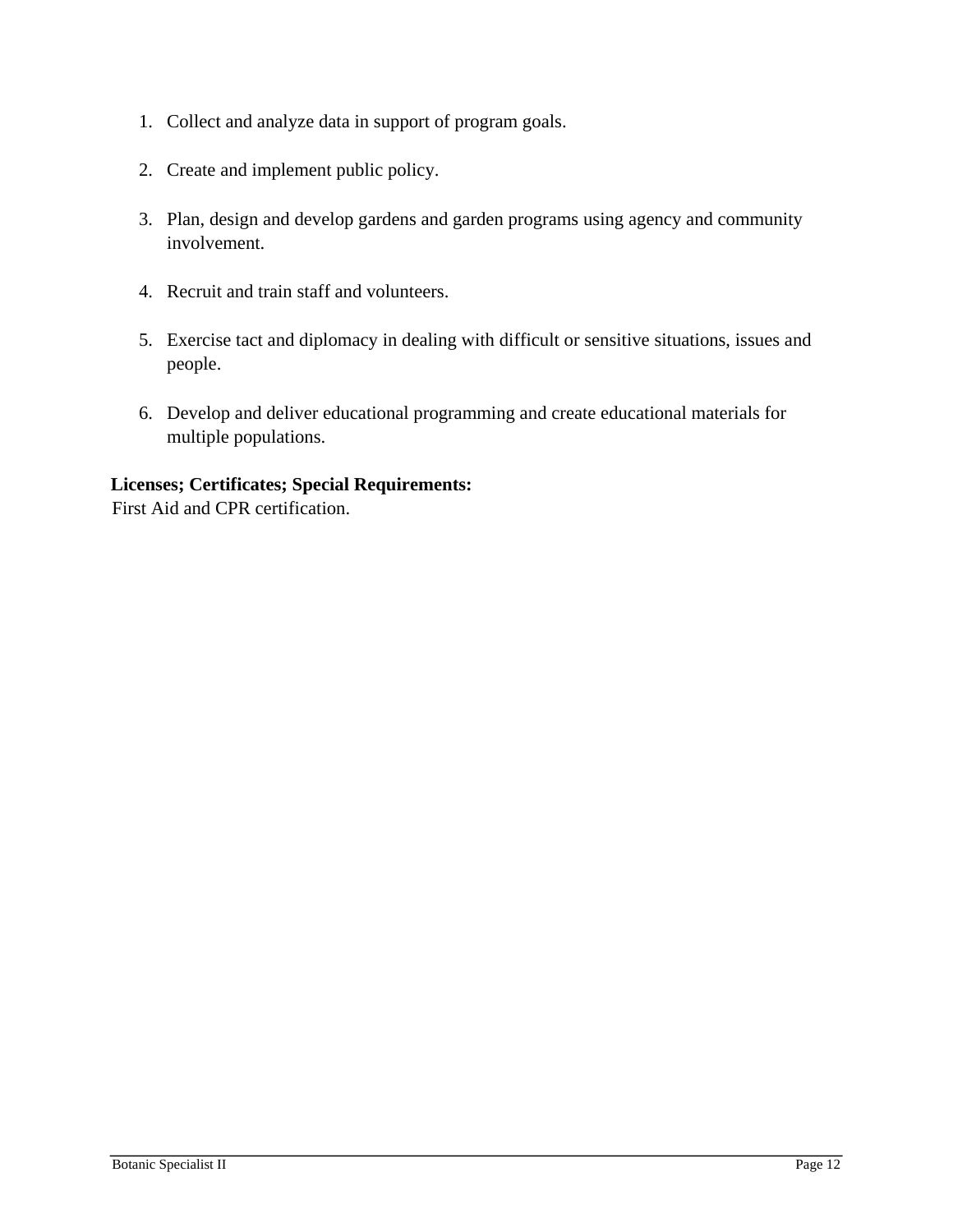1. Collect and analyze data in support of program goals.

2. Create and implement public policy.

3. Plan, design and develop gardens and garden programs using agency and community involvement.

4. Recruit and train staff and volunteers.

5. Exercise tact and diplomacy in dealing with difficult or sensitive situations, issues and people.

6. Develop and deliver educational programming and create educational materials for multiple populations.

**Licenses; Certificates; Special Requirements:**
First Aid and CPR certification.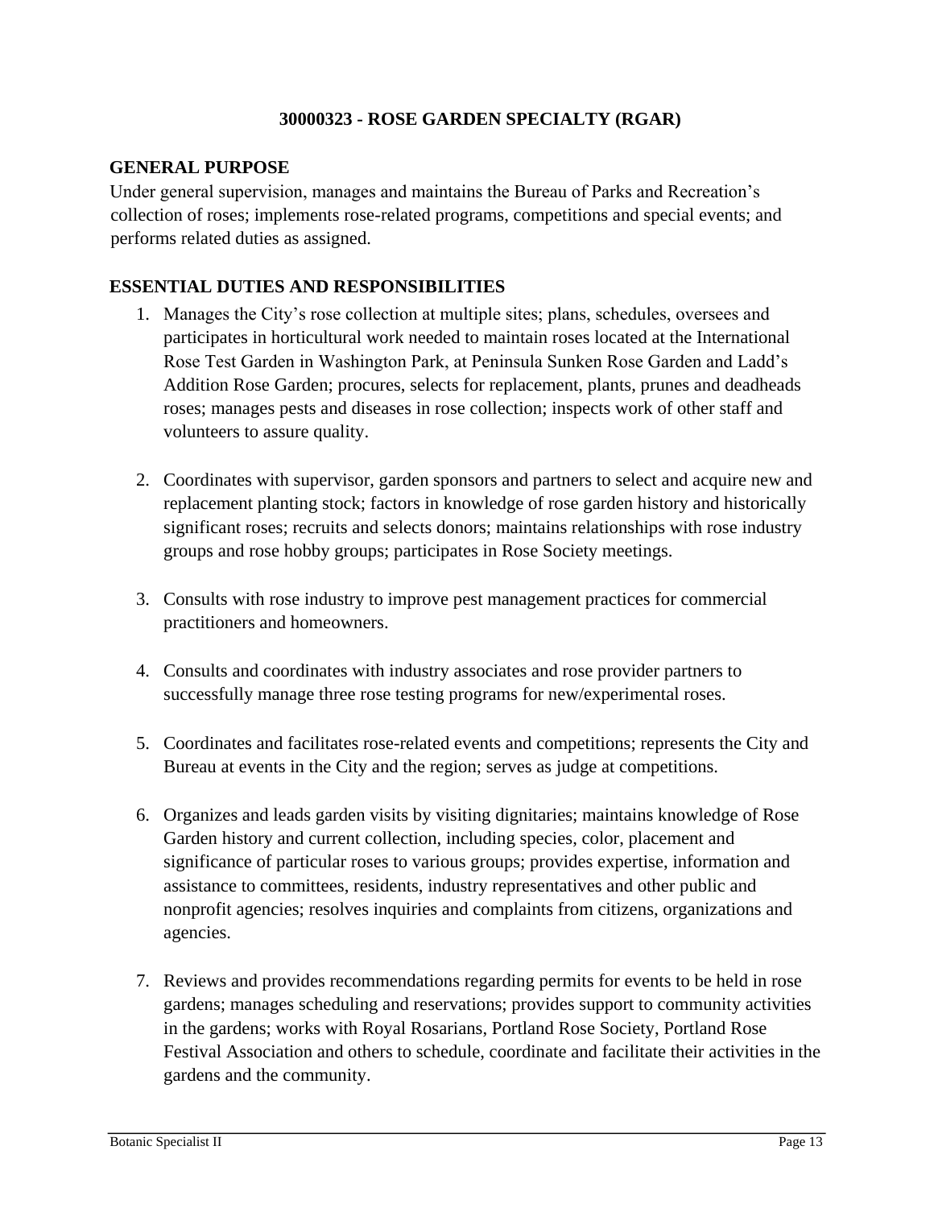## 30000323 - ROSE GARDEN SPECIALTY (RGAR)

### GENERAL PURPOSE

Under general supervision, manages and maintains the Bureau of Parks and Recreation's collection of roses; implements rose-related programs, competitions and special events; and performs related duties as assigned.

### ESSENTIAL DUTIES AND RESPONSIBILITIES

1. Manages the City's rose collection at multiple sites; plans, schedules, oversees and participates in horticultural work needed to maintain roses located at the International Rose Test Garden in Washington Park, at Peninsula Sunken Rose Garden and Ladd's Addition Rose Garden; procures, selects for replacement, plants, prunes and deadheads roses; manages pests and diseases in rose collection; inspects work of other staff and volunteers to assure quality.

2. Coordinates with supervisor, garden sponsors and partners to select and acquire new and replacement planting stock; factors in knowledge of rose garden history and historically significant roses; recruits and selects donors; maintains relationships with rose industry groups and rose hobby groups; participates in Rose Society meetings.

3. Consults with rose industry to improve pest management practices for commercial practitioners and homeowners.

4. Consults and coordinates with industry associates and rose provider partners to successfully manage three rose testing programs for new/experimental roses.

5. Coordinates and facilitates rose-related events and competitions; represents the City and Bureau at events in the City and the region; serves as judge at competitions.

6. Organizes and leads garden visits by visiting dignitaries; maintains knowledge of Rose Garden history and current collection, including species, color, placement and significance of particular roses to various groups; provides expertise, information and assistance to committees, residents, industry representatives and other public and nonprofit agencies; resolves inquiries and complaints from citizens, organizations and agencies.

7. Reviews and provides recommendations regarding permits for events to be held in rose gardens; manages scheduling and reservations; provides support to community activities in the gardens; works with Royal Rosarians, Portland Rose Society, Portland Rose Festival Association and others to schedule, coordinate and facilitate their activities in the gardens and the community.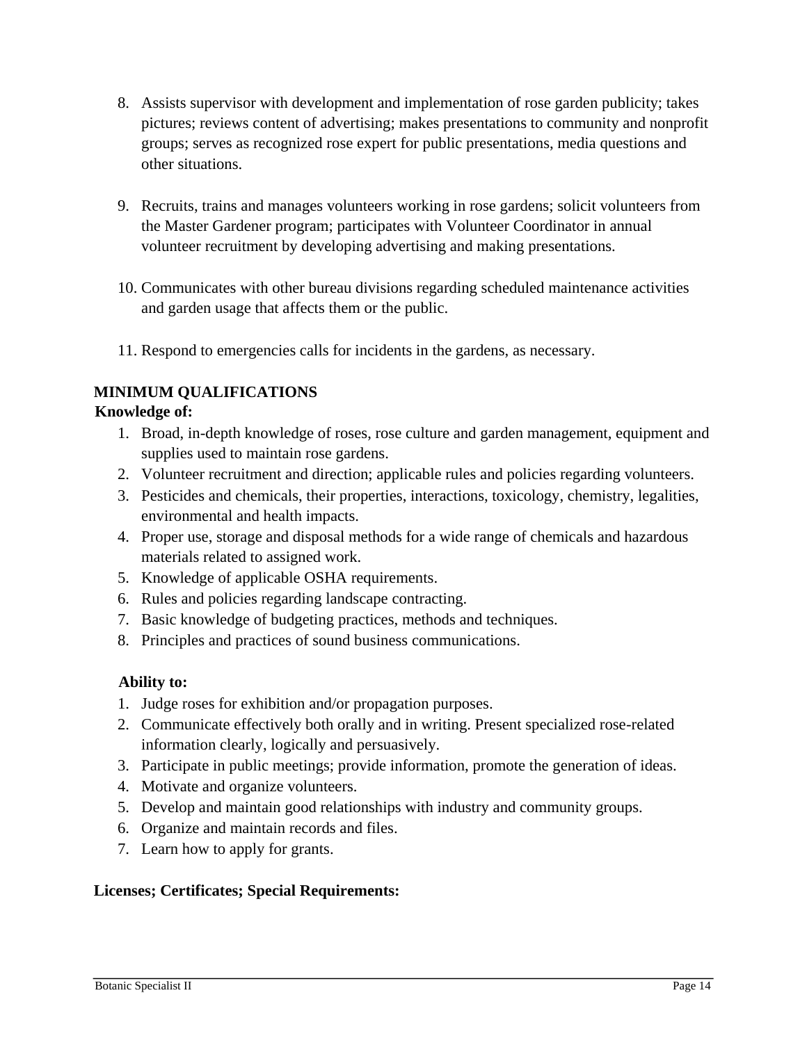8. Assists supervisor with development and implementation of rose garden publicity; takes pictures; reviews content of advertising; makes presentations to community and nonprofit groups; serves as recognized rose expert for public presentations, media questions and other situations.

9. Recruits, trains and manages volunteers working in rose gardens; solicit volunteers from the Master Gardener program; participates with Volunteer Coordinator in annual volunteer recruitment by developing advertising and making presentations.

10. Communicates with other bureau divisions regarding scheduled maintenance activities and garden usage that affects them or the public.

11. Respond to emergencies calls for incidents in the gardens, as necessary.

## MINIMUM QUALIFICATIONS

**Knowledge of:**

1. Broad, in-depth knowledge of roses, rose culture and garden management, equipment and supplies used to maintain rose gardens.
2. Volunteer recruitment and direction; applicable rules and policies regarding volunteers.
3. Pesticides and chemicals, their properties, interactions, toxicology, chemistry, legalities, environmental and health impacts.
4. Proper use, storage and disposal methods for a wide range of chemicals and hazardous materials related to assigned work.
5. Knowledge of applicable OSHA requirements.
6. Rules and policies regarding landscape contracting.
7. Basic knowledge of budgeting practices, methods and techniques.
8. Principles and practices of sound business communications.

**Ability to:**

1. Judge roses for exhibition and/or propagation purposes.
2. Communicate effectively both orally and in writing. Present specialized rose-related information clearly, logically and persuasively.
3. Participate in public meetings; provide information, promote the generation of ideas.
4. Motivate and organize volunteers.
5. Develop and maintain good relationships with industry and community groups.
6. Organize and maintain records and files.
7. Learn how to apply for grants.

**Licenses; Certificates; Special Requirements:**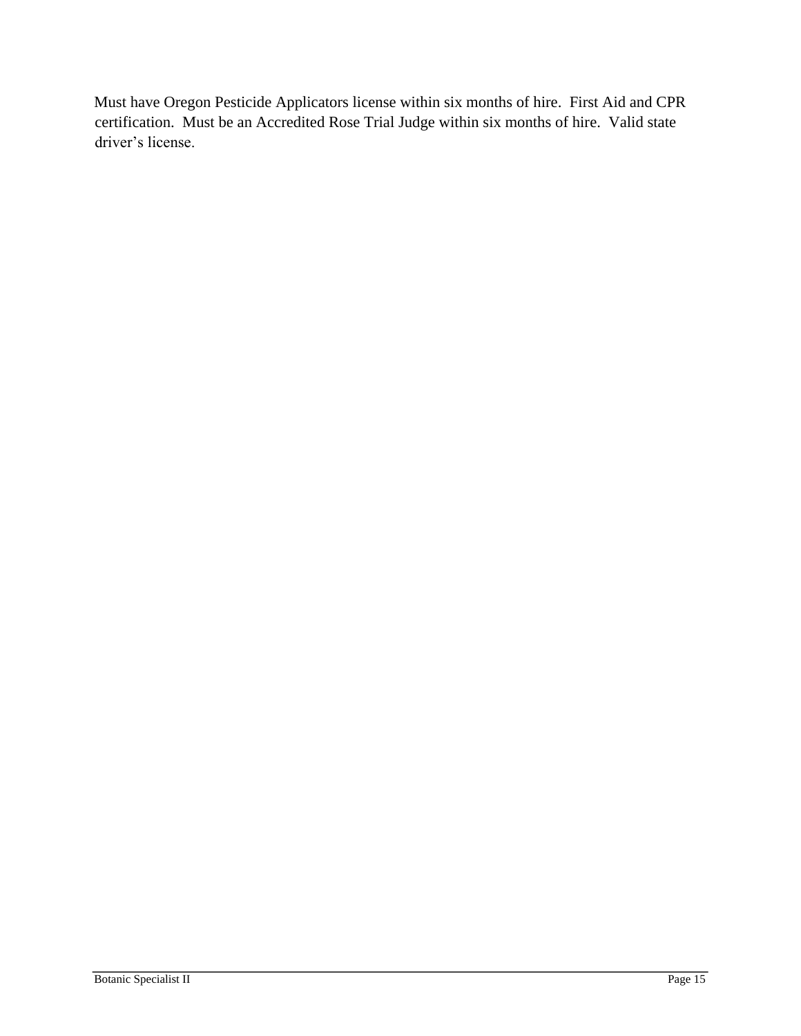Must have Oregon Pesticide Applicators license within six months of hire. First Aid and CPR certification. Must be an Accredited Rose Trial Judge within six months of hire. Valid state driver's license.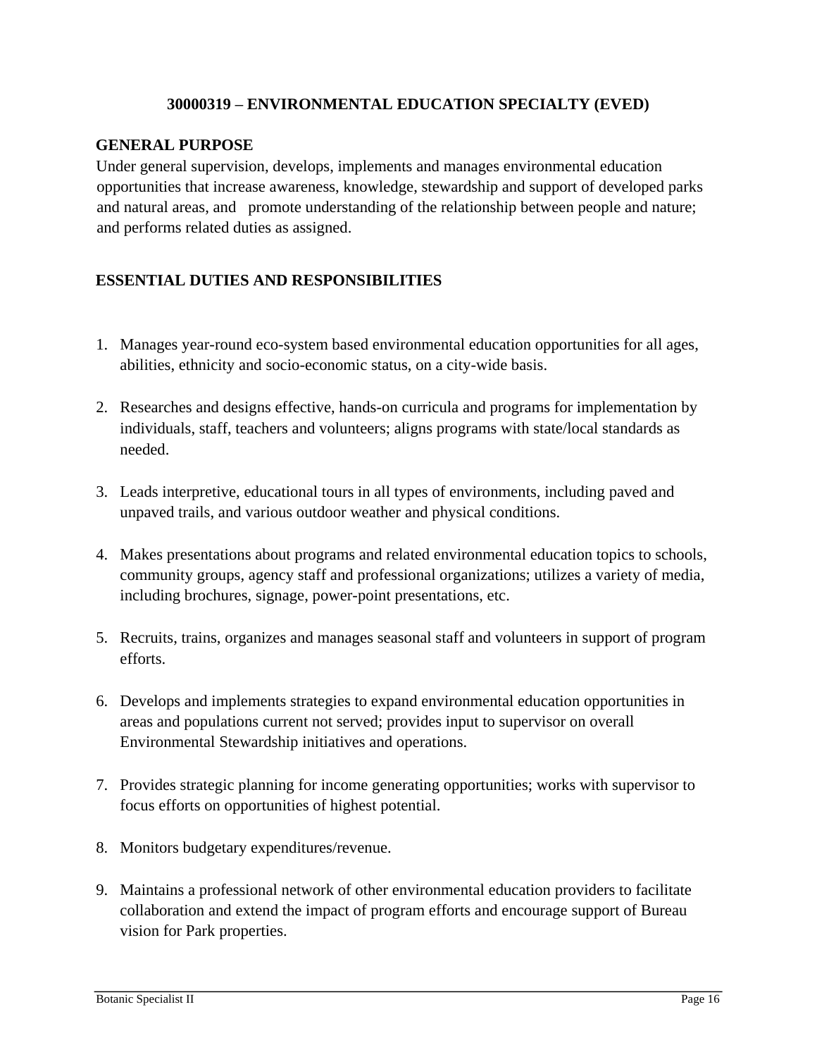## 30000319 – ENVIRONMENTAL EDUCATION SPECIALTY (EVED)

### GENERAL PURPOSE

Under general supervision, develops, implements and manages environmental education opportunities that increase awareness, knowledge, stewardship and support of developed parks and natural areas, and promote understanding of the relationship between people and nature; and performs related duties as assigned.

### ESSENTIAL DUTIES AND RESPONSIBILITIES

1. Manages year-round eco-system based environmental education opportunities for all ages, abilities, ethnicity and socio-economic status, on a city-wide basis.
2. Researches and designs effective, hands-on curricula and programs for implementation by individuals, staff, teachers and volunteers; aligns programs with state/local standards as needed.
3. Leads interpretive, educational tours in all types of environments, including paved and unpaved trails, and various outdoor weather and physical conditions.
4. Makes presentations about programs and related environmental education topics to schools, community groups, agency staff and professional organizations; utilizes a variety of media, including brochures, signage, power-point presentations, etc.
5. Recruits, trains, organizes and manages seasonal staff and volunteers in support of program efforts.
6. Develops and implements strategies to expand environmental education opportunities in areas and populations current not served; provides input to supervisor on overall Environmental Stewardship initiatives and operations.
7. Provides strategic planning for income generating opportunities; works with supervisor to focus efforts on opportunities of highest potential.
8. Monitors budgetary expenditures/revenue.
9. Maintains a professional network of other environmental education providers to facilitate collaboration and extend the impact of program efforts and encourage support of Bureau vision for Park properties.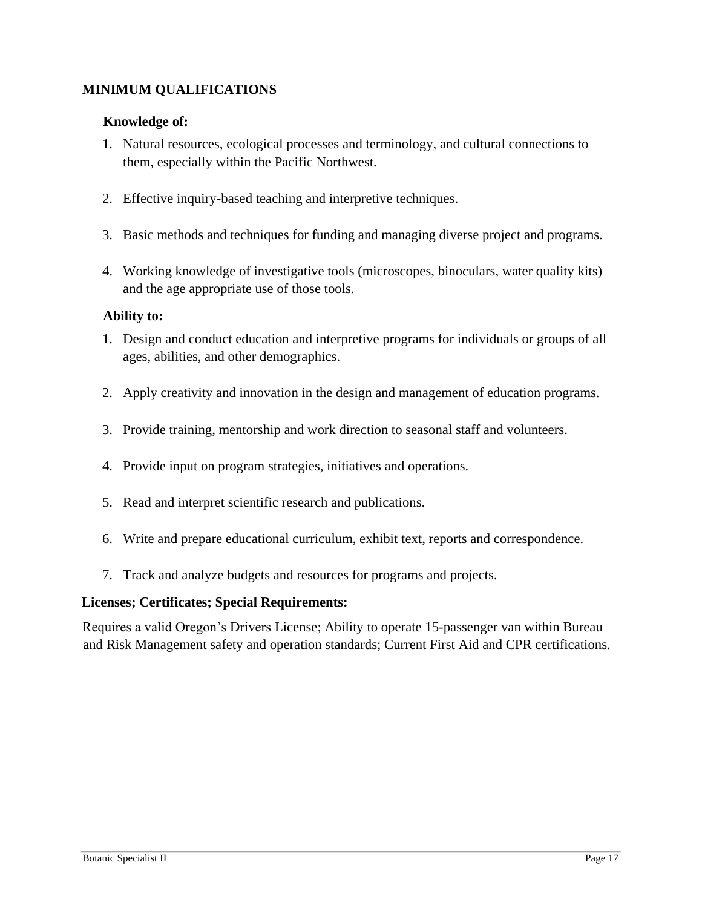## MINIMUM QUALIFICATIONS

### Knowledge of:

1. Natural resources, ecological processes and terminology, and cultural connections to them, especially within the Pacific Northwest.
2. Effective inquiry-based teaching and interpretive techniques.
3. Basic methods and techniques for funding and managing diverse project and programs.
4. Working knowledge of investigative tools (microscopes, binoculars, water quality kits) and the age appropriate use of those tools.

### Ability to:

1. Design and conduct education and interpretive programs for individuals or groups of all ages, abilities, and other demographics.
2. Apply creativity and innovation in the design and management of education programs.
3. Provide training, mentorship and work direction to seasonal staff and volunteers.
4. Provide input on program strategies, initiatives and operations.
5. Read and interpret scientific research and publications.
6. Write and prepare educational curriculum, exhibit text, reports and correspondence.
7. Track and analyze budgets and resources for programs and projects.

### Licenses; Certificates; Special Requirements:

Requires a valid Oregon's Drivers License; Ability to operate 15-passenger van within Bureau and Risk Management safety and operation standards; Current First Aid and CPR certifications.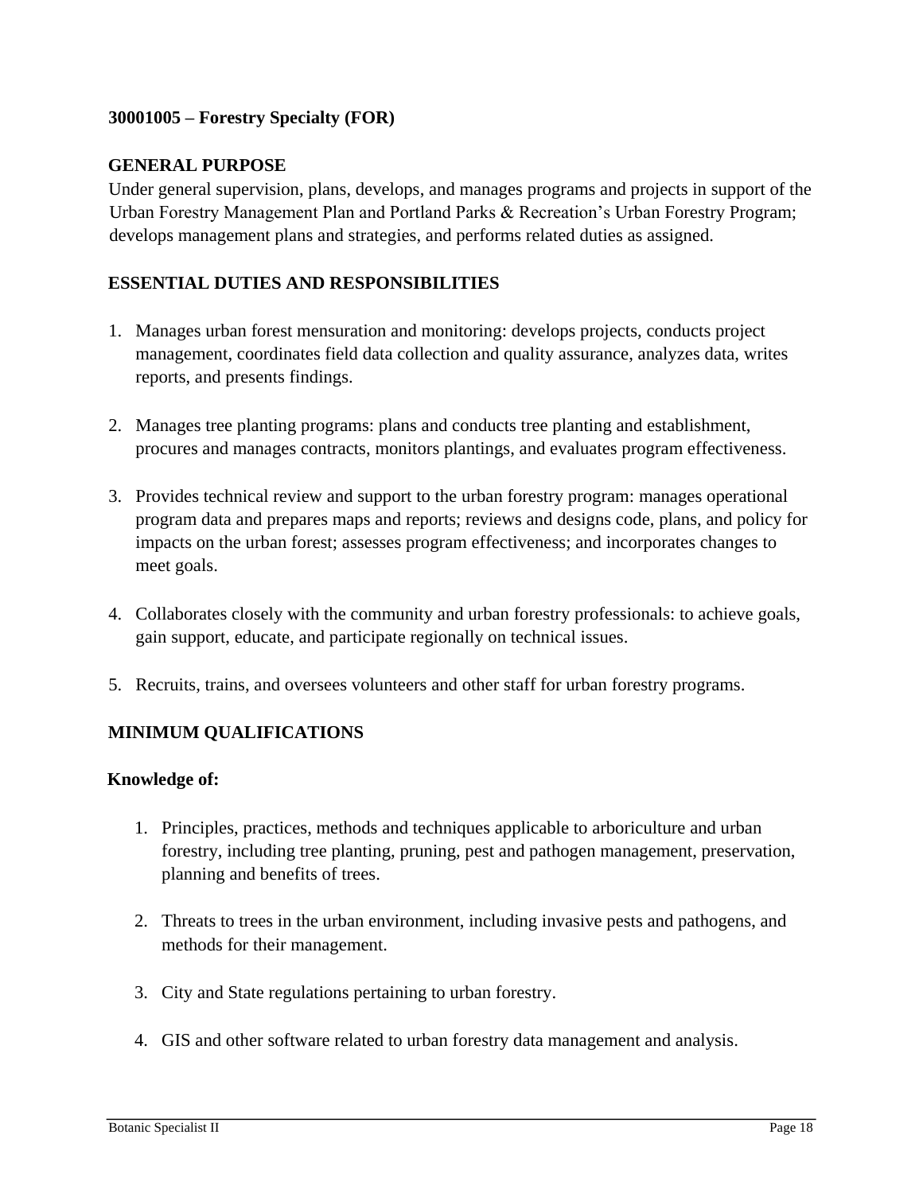**30001005 – Forestry Specialty (FOR)**

**GENERAL PURPOSE**

Under general supervision, plans, develops, and manages programs and projects in support of the Urban Forestry Management Plan and Portland Parks & Recreation's Urban Forestry Program; develops management plans and strategies, and performs related duties as assigned.

**ESSENTIAL DUTIES AND RESPONSIBILITIES**

1. Manages urban forest mensuration and monitoring: develops projects, conducts project management, coordinates field data collection and quality assurance, analyzes data, writes reports, and presents findings.

2. Manages tree planting programs: plans and conducts tree planting and establishment, procures and manages contracts, monitors plantings, and evaluates program effectiveness.

3. Provides technical review and support to the urban forestry program: manages operational program data and prepares maps and reports; reviews and designs code, plans, and policy for impacts on the urban forest; assesses program effectiveness; and incorporates changes to meet goals.

4. Collaborates closely with the community and urban forestry professionals: to achieve goals, gain support, educate, and participate regionally on technical issues.

5. Recruits, trains, and oversees volunteers and other staff for urban forestry programs.

**MINIMUM QUALIFICATIONS**

**Knowledge of:**

1. Principles, practices, methods and techniques applicable to arboriculture and urban forestry, including tree planting, pruning, pest and pathogen management, preservation, planning and benefits of trees.

2. Threats to trees in the urban environment, including invasive pests and pathogens, and methods for their management.

3. City and State regulations pertaining to urban forestry.

4. GIS and other software related to urban forestry data management and analysis.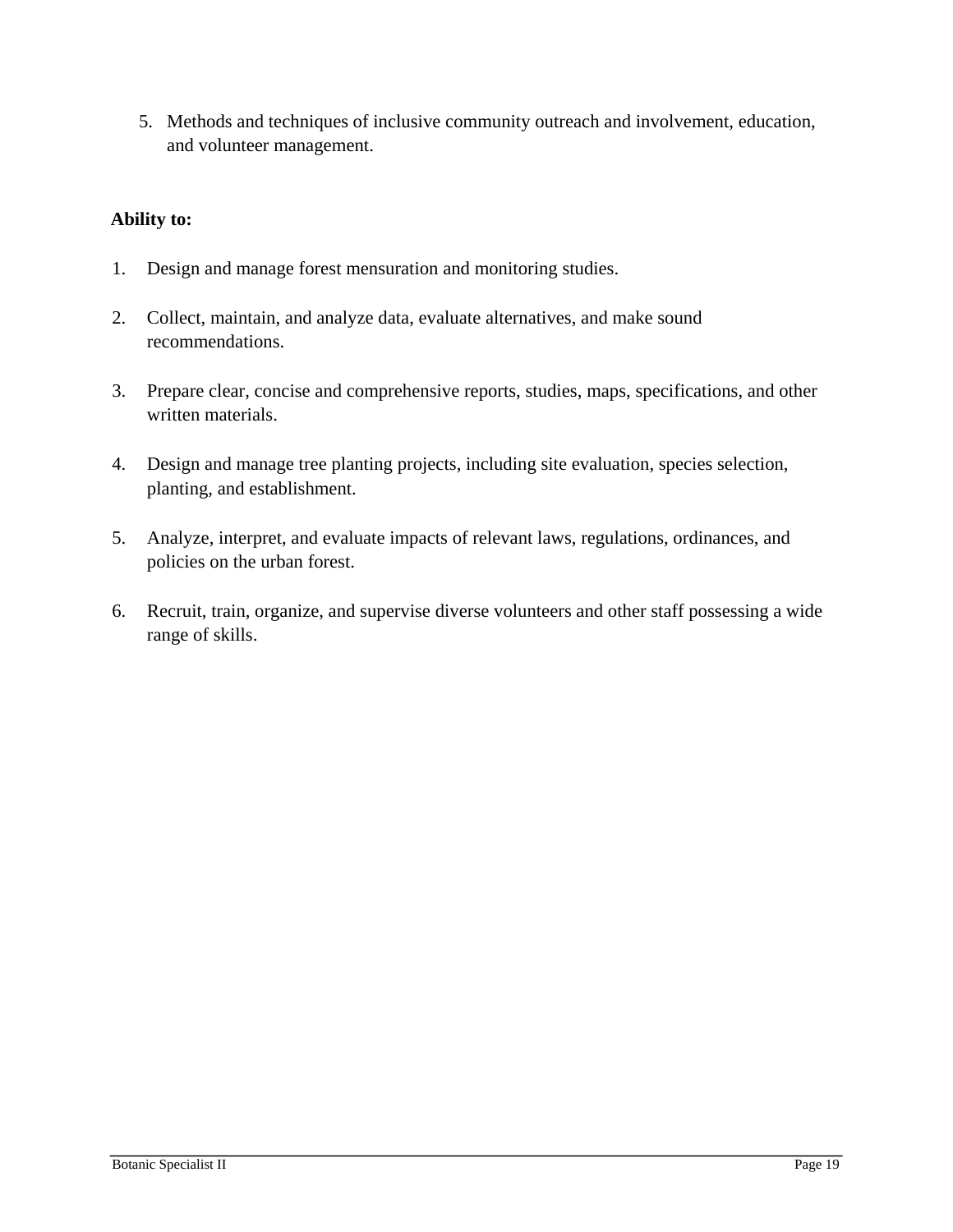5. Methods and techniques of inclusive community outreach and involvement, education, and volunteer management.

**Ability to:**

1. Design and manage forest mensuration and monitoring studies.

2. Collect, maintain, and analyze data, evaluate alternatives, and make sound recommendations.

3. Prepare clear, concise and comprehensive reports, studies, maps, specifications, and other written materials.

4. Design and manage tree planting projects, including site evaluation, species selection, planting, and establishment.

5. Analyze, interpret, and evaluate impacts of relevant laws, regulations, ordinances, and policies on the urban forest.

6. Recruit, train, organize, and supervise diverse volunteers and other staff possessing a wide range of skills.